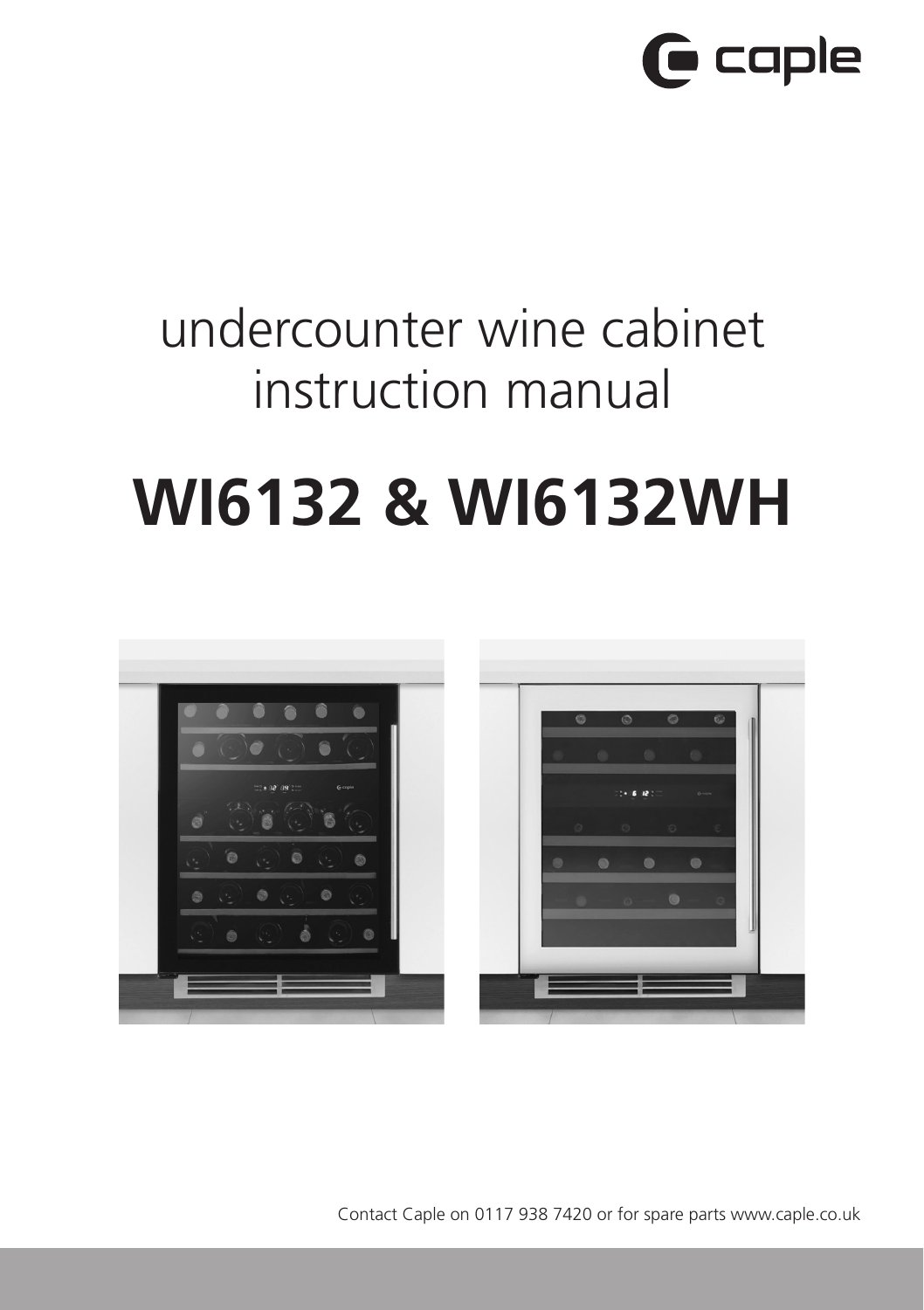caple

# undercounter wine cabinet instruction manual

# WI6132 & WI6132WH

Contact Caple on 0117 938 7420 or for spare parts www.caple.co.uk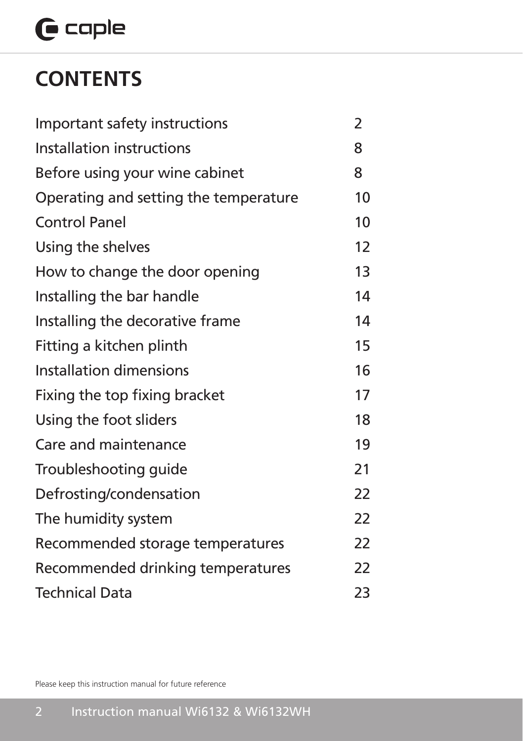# CONTENTS

| | |
|---|---|
| Important safety instructions | 2 |
| Installation instructions | 8 |
| Before using your wine cabinet | 8 |
| Operating and setting the temperature | 10 |
| Control Panel | 10 |
| Using the shelves | 12 |
| How to change the door opening | 13 |
| Installing the bar handle | 14 |
| Installing the decorative frame | 14 |
| Fitting a kitchen plinth | 15 |
| Installation dimensions | 16 |
| Fixing the top fixing bracket | 17 |
| Using the foot sliders | 18 |
| Care and maintenance | 19 |
| Troubleshooting guide | 21 |
| Defrosting/condensation | 22 |
| The humidity system | 22 |
| Recommended storage temperatures | 22 |
| Recommended drinking temperatures | 22 |
| Technical Data | 23 |

Please keep this instruction manual for future reference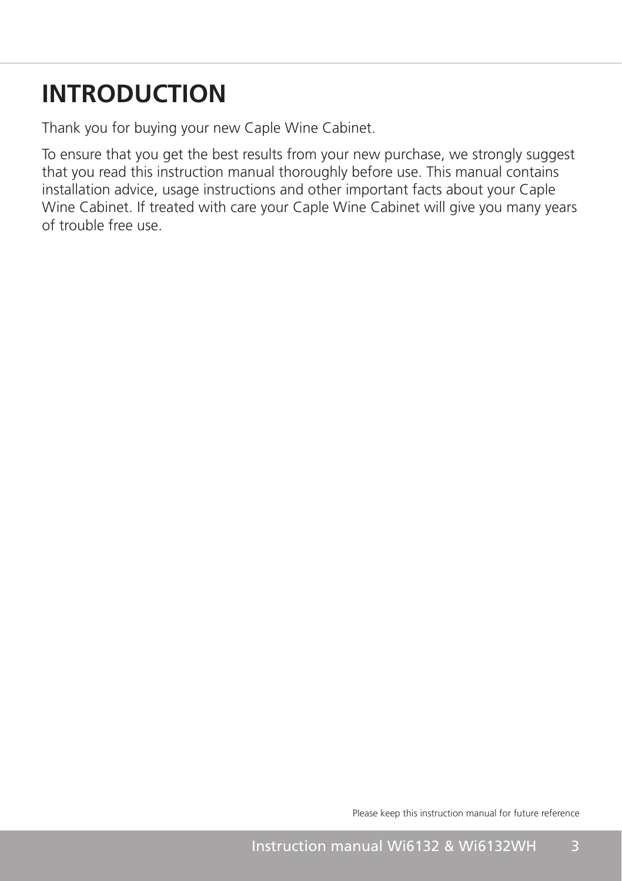# INTRODUCTION

Thank you for buying your new Caple Wine Cabinet.

To ensure that you get the best results from your new purchase, we strongly suggest that you read this instruction manual thoroughly before use. This manual contains installation advice, usage instructions and other important facts about your Caple Wine Cabinet. If treated with care your Caple Wine Cabinet will give you many years of trouble free use.

Please keep this instruction manual for future reference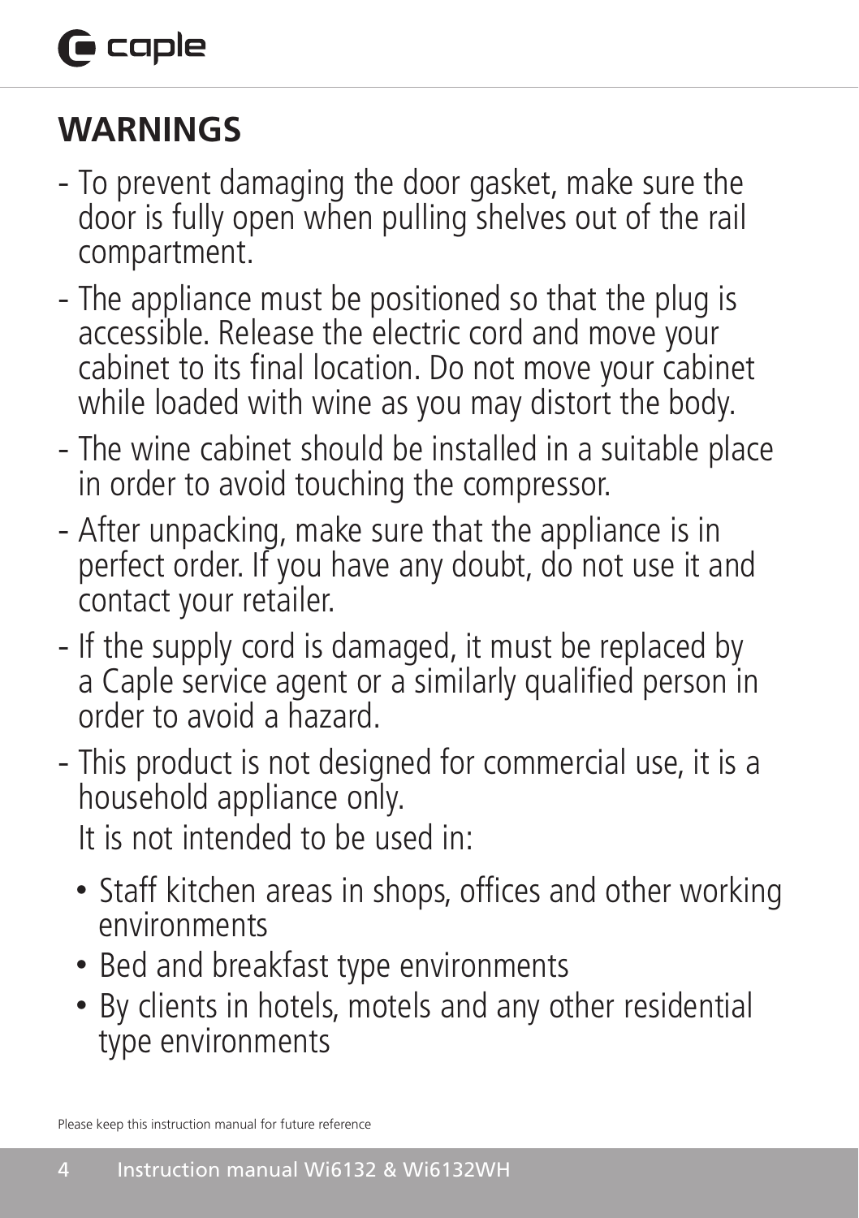## WARNINGS

- To prevent damaging the door gasket, make sure the door is fully open when pulling shelves out of the rail compartment.
- The appliance must be positioned so that the plug is accessible. Release the electric cord and move your cabinet to its final location. Do not move your cabinet while loaded with wine as you may distort the body.
- The wine cabinet should be installed in a suitable place in order to avoid touching the compressor.
- After unpacking, make sure that the appliance is in perfect order. If you have any doubt, do not use it and contact your retailer.
- If the supply cord is damaged, it must be replaced by a Caple service agent or a similarly qualified person in order to avoid a hazard.
- This product is not designed for commercial use, it is a household appliance only.

  It is not intended to be used in:

  - Staff kitchen areas in shops, offices and other working environments
  - Bed and breakfast type environments
  - By clients in hotels, motels and any other residential type environments

Please keep this instruction manual for future reference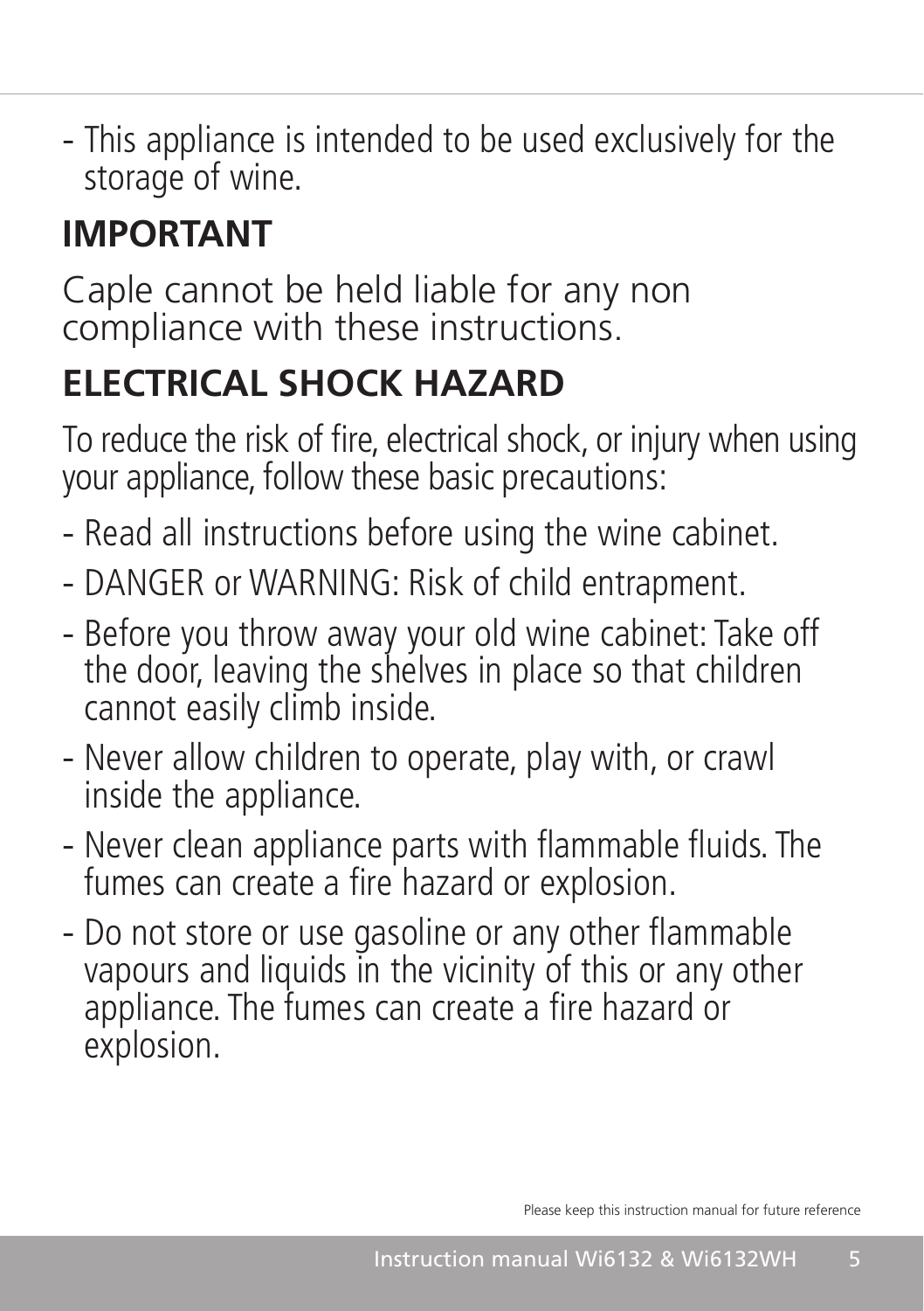- This appliance is intended to be used exclusively for the storage of wine.

## IMPORTANT

Caple cannot be held liable for any non compliance with these instructions.

## ELECTRICAL SHOCK HAZARD

To reduce the risk of fire, electrical shock, or injury when using your appliance, follow these basic precautions:

- Read all instructions before using the wine cabinet.
- DANGER or WARNING: Risk of child entrapment.
- Before you throw away your old wine cabinet: Take off the door, leaving the shelves in place so that children cannot easily climb inside.
- Never allow children to operate, play with, or crawl inside the appliance.
- Never clean appliance parts with flammable fluids. The fumes can create a fire hazard or explosion.
- Do not store or use gasoline or any other flammable vapours and liquids in the vicinity of this or any other appliance. The fumes can create a fire hazard or explosion.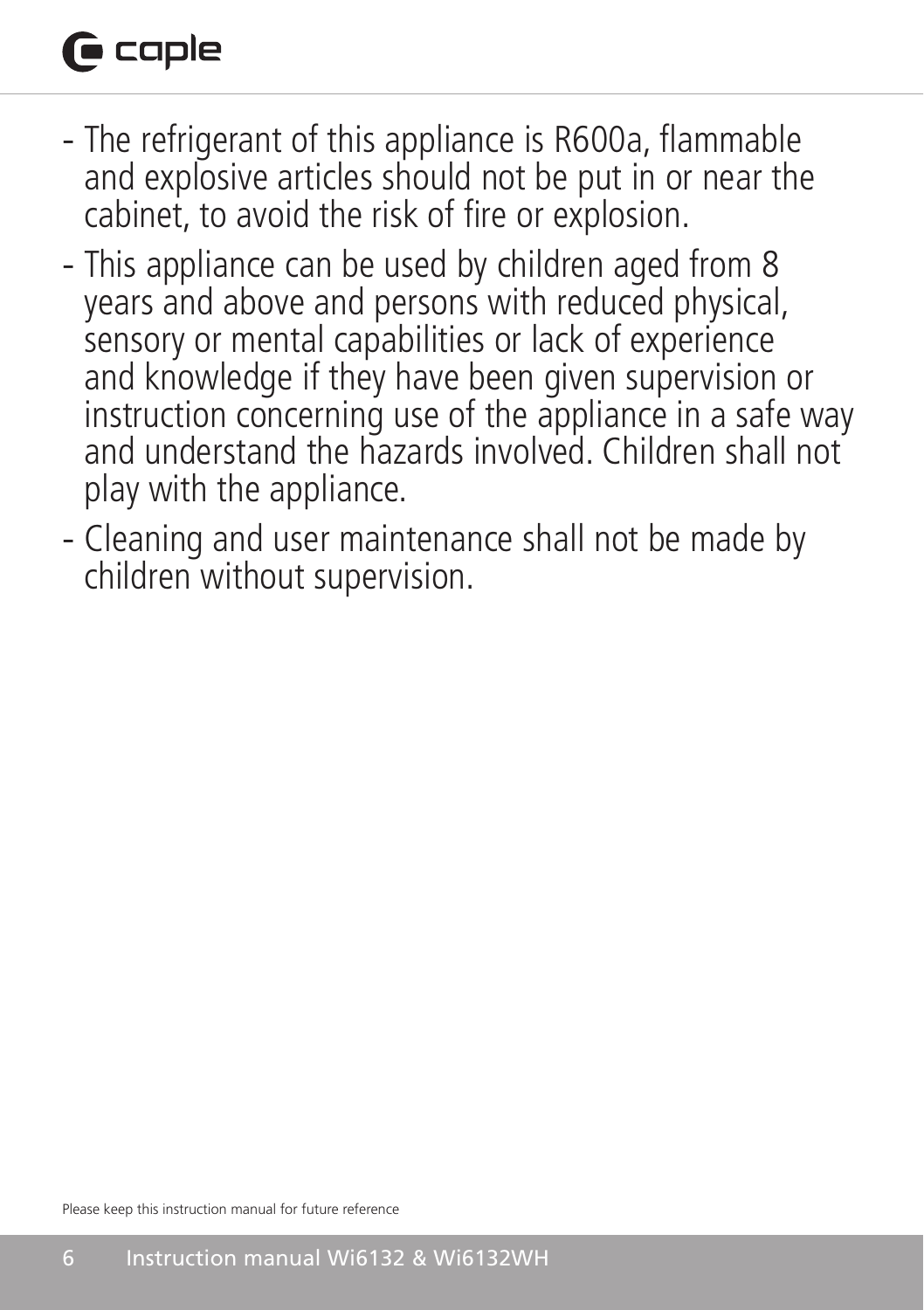- The refrigerant of this appliance is R600a, flammable and explosive articles should not be put in or near the cabinet, to avoid the risk of fire or explosion.
- This appliance can be used by children aged from 8 years and above and persons with reduced physical, sensory or mental capabilities or lack of experience and knowledge if they have been given supervision or instruction concerning use of the appliance in a safe way and understand the hazards involved. Children shall not play with the appliance.
- Cleaning and user maintenance shall not be made by children without supervision.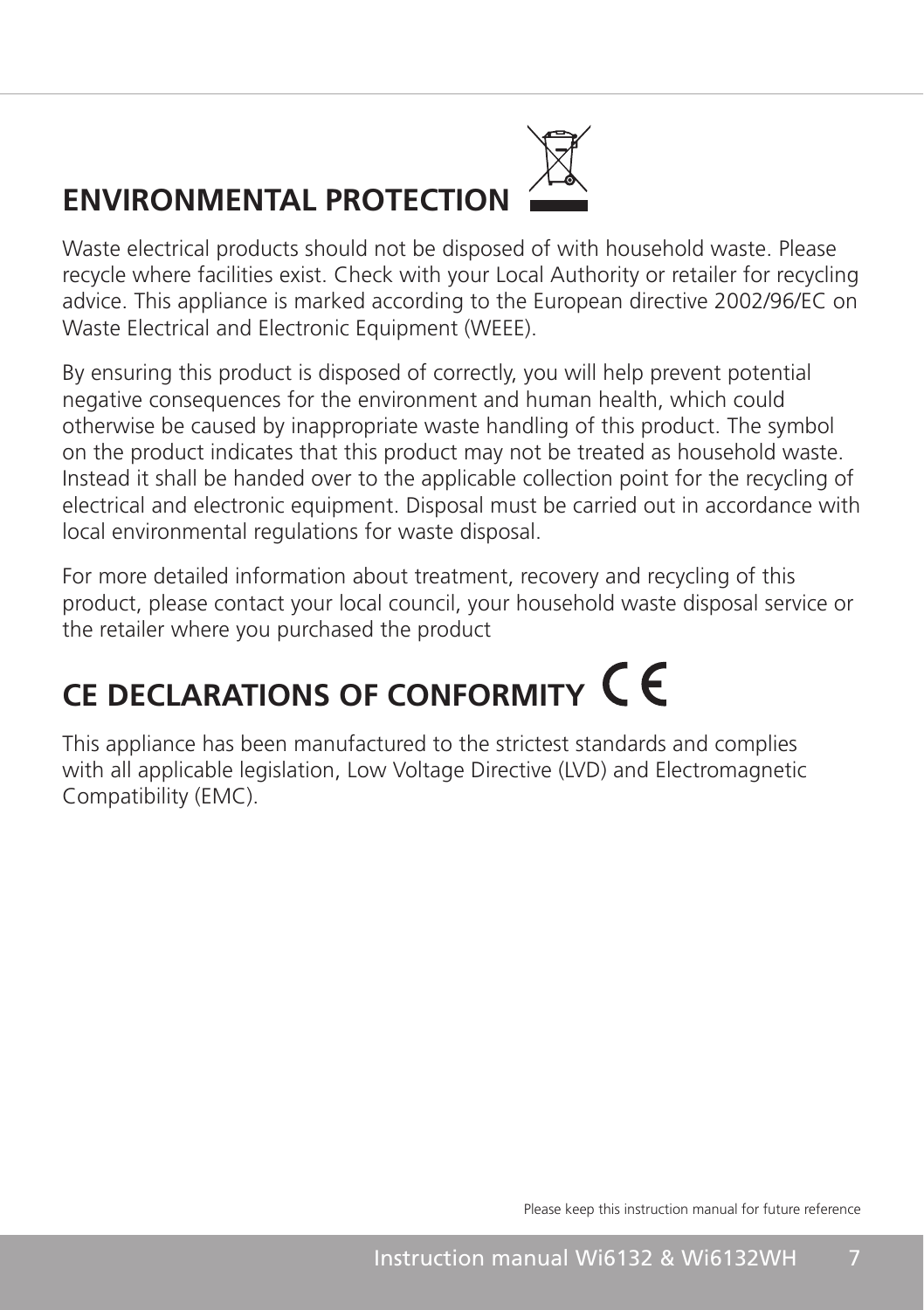## ENVIRONMENTAL PROTECTION

Waste electrical products should not be disposed of with household waste. Please recycle where facilities exist. Check with your Local Authority or retailer for recycling advice. This appliance is marked according to the European directive 2002/96/EC on Waste Electrical and Electronic Equipment (WEEE).

By ensuring this product is disposed of correctly, you will help prevent potential negative consequences for the environment and human health, which could otherwise be caused by inappropriate waste handling of this product. The symbol on the product indicates that this product may not be treated as household waste. Instead it shall be handed over to the applicable collection point for the recycling of electrical and electronic equipment. Disposal must be carried out in accordance with local environmental regulations for waste disposal.

For more detailed information about treatment, recovery and recycling of this product, please contact your local council, your household waste disposal service or the retailer where you purchased the product

## CE DECLARATIONS OF CONFORMITY CE

This appliance has been manufactured to the strictest standards and complies with all applicable legislation, Low Voltage Directive (LVD) and Electromagnetic Compatibility (EMC).

Please keep this instruction manual for future reference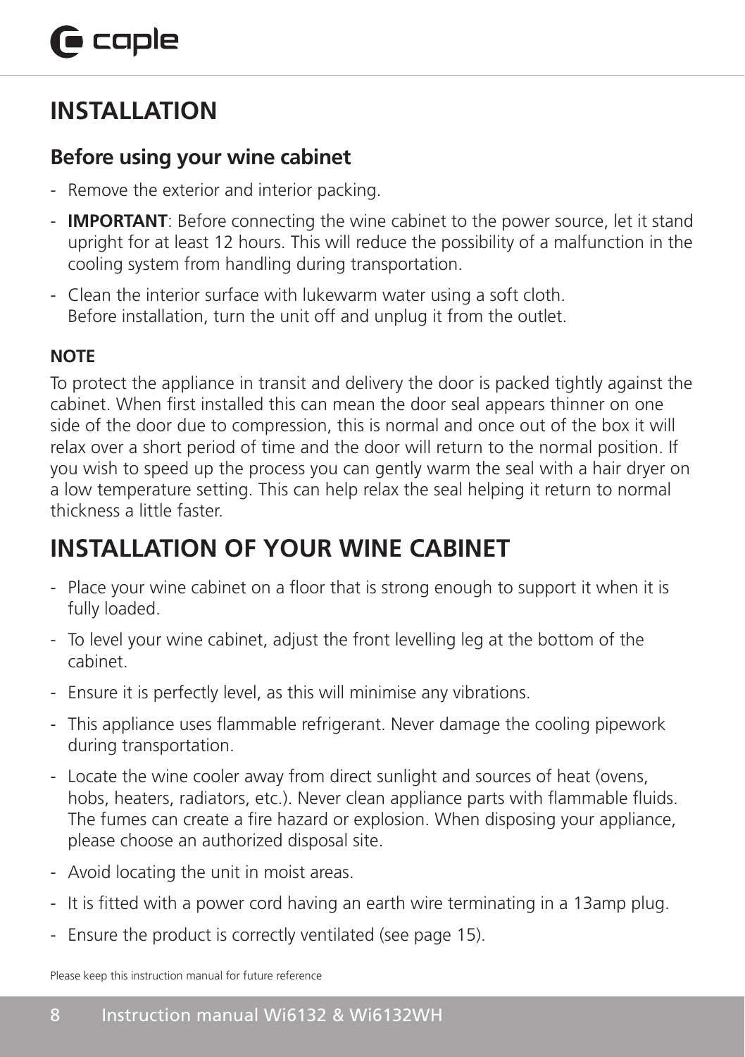# INSTALLATION

## Before using your wine cabinet

- Remove the exterior and interior packing.
- **IMPORTANT**: Before connecting the wine cabinet to the power source, let it stand upright for at least 12 hours. This will reduce the possibility of a malfunction in the cooling system from handling during transportation.
- Clean the interior surface with lukewarm water using a soft cloth.
  Before installation, turn the unit off and unplug it from the outlet.

**NOTE**

To protect the appliance in transit and delivery the door is packed tightly against the cabinet. When first installed this can mean the door seal appears thinner on one side of the door due to compression, this is normal and once out of the box it will relax over a short period of time and the door will return to the normal position. If you wish to speed up the process you can gently warm the seal with a hair dryer on a low temperature setting. This can help relax the seal helping it return to normal thickness a little faster.

# INSTALLATION OF YOUR WINE CABINET

- Place your wine cabinet on a floor that is strong enough to support it when it is fully loaded.
- To level your wine cabinet, adjust the front levelling leg at the bottom of the cabinet.
- Ensure it is perfectly level, as this will minimise any vibrations.
- This appliance uses flammable refrigerant. Never damage the cooling pipework during transportation.
- Locate the wine cooler away from direct sunlight and sources of heat (ovens, hobs, heaters, radiators, etc.). Never clean appliance parts with flammable fluids. The fumes can create a fire hazard or explosion. When disposing your appliance, please choose an authorized disposal site.
- Avoid locating the unit in moist areas.
- It is fitted with a power cord having an earth wire terminating in a 13amp plug.
- Ensure the product is correctly ventilated (see page 15).

Please keep this instruction manual for future reference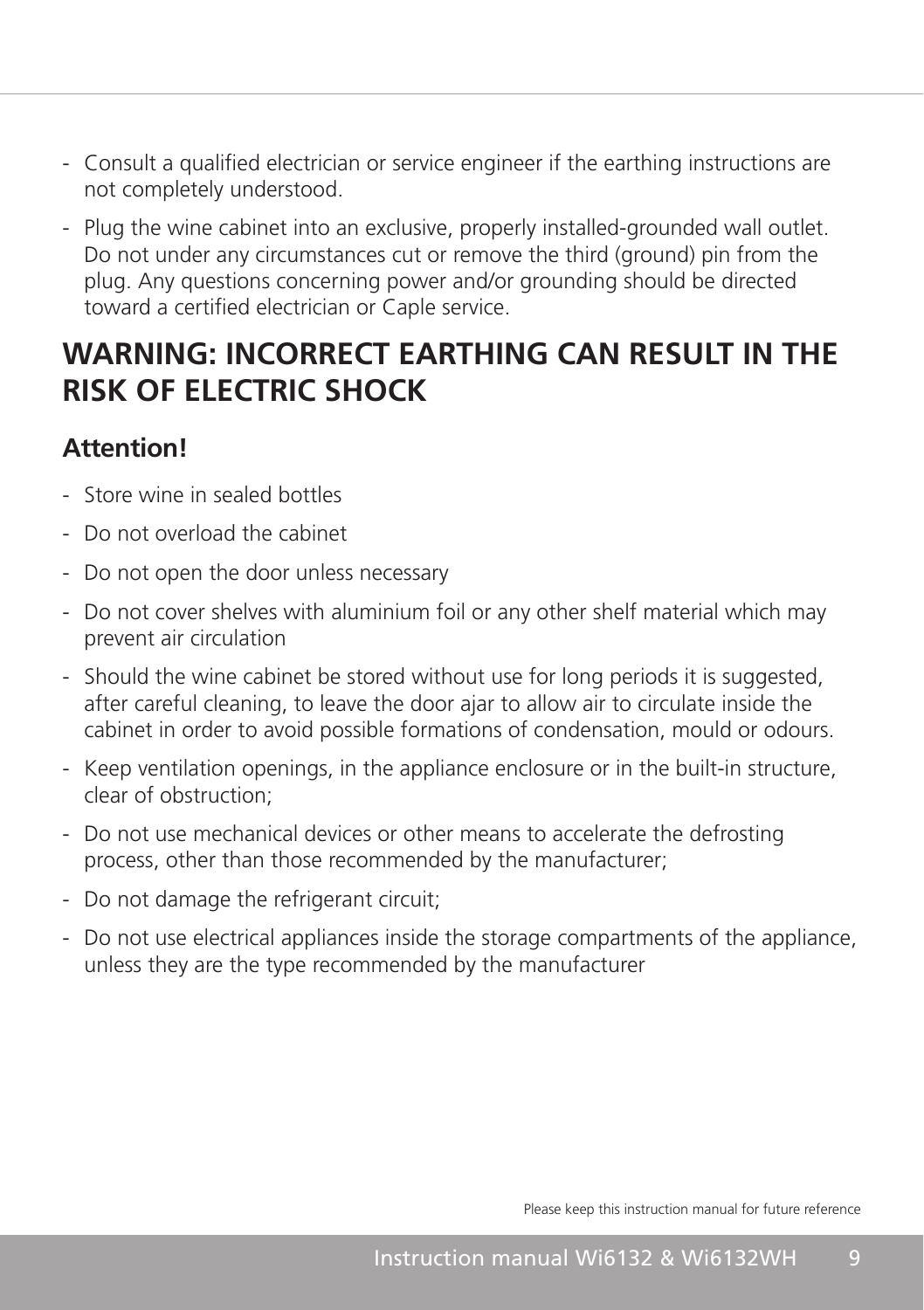- Consult a qualified electrician or service engineer if the earthing instructions are not completely understood.
- Plug the wine cabinet into an exclusive, properly installed-grounded wall outlet. Do not under any circumstances cut or remove the third (ground) pin from the plug. Any questions concerning power and/or grounding should be directed toward a certified electrician or Caple service.

## WARNING: INCORRECT EARTHING CAN RESULT IN THE RISK OF ELECTRIC SHOCK

### Attention!

- Store wine in sealed bottles
- Do not overload the cabinet
- Do not open the door unless necessary
- Do not cover shelves with aluminium foil or any other shelf material which may prevent air circulation
- Should the wine cabinet be stored without use for long periods it is suggested, after careful cleaning, to leave the door ajar to allow air to circulate inside the cabinet in order to avoid possible formations of condensation, mould or odours.
- Keep ventilation openings, in the appliance enclosure or in the built-in structure, clear of obstruction;
- Do not use mechanical devices or other means to accelerate the defrosting process, other than those recommended by the manufacturer;
- Do not damage the refrigerant circuit;
- Do not use electrical appliances inside the storage compartments of the appliance, unless they are the type recommended by the manufacturer

Please keep this instruction manual for future reference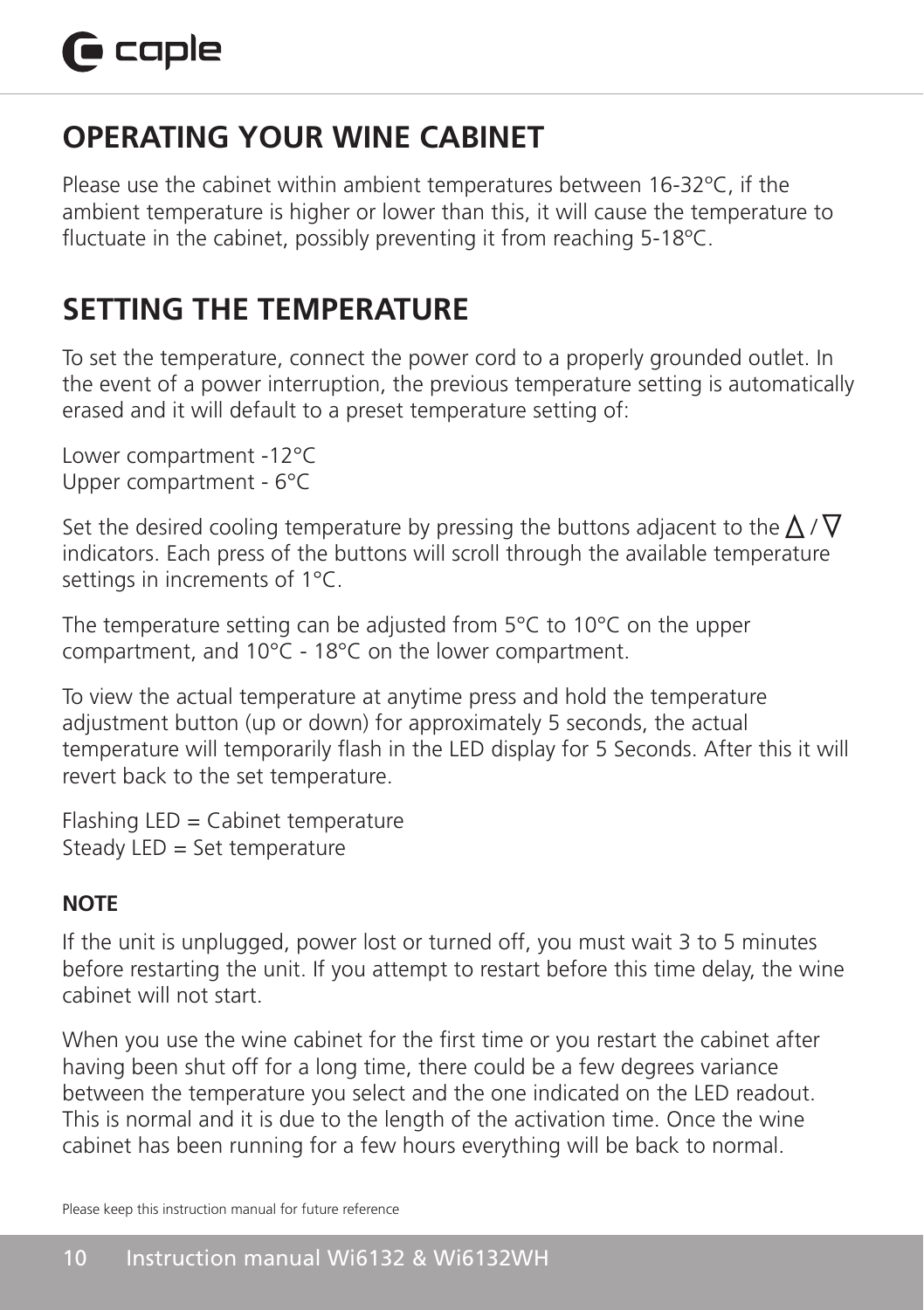## OPERATING YOUR WINE CABINET

Please use the cabinet within ambient temperatures between 16-32ºC, if the ambient temperature is higher or lower than this, it will cause the temperature to fluctuate in the cabinet, possibly preventing it from reaching 5-18ºC.

## SETTING THE TEMPERATURE

To set the temperature, connect the power cord to a properly grounded outlet. In the event of a power interruption, the previous temperature setting is automatically erased and it will default to a preset temperature setting of:

Lower compartment -12°C
Upper compartment - 6°C

Set the desired cooling temperature by pressing the buttons adjacent to the ∆ / ∇ indicators. Each press of the buttons will scroll through the available temperature settings in increments of 1°C.

The temperature setting can be adjusted from 5°C to 10°C on the upper compartment, and 10°C - 18°C on the lower compartment.

To view the actual temperature at anytime press and hold the temperature adjustment button (up or down) for approximately 5 seconds, the actual temperature will temporarily flash in the LED display for 5 Seconds. After this it will revert back to the set temperature.

Flashing LED = Cabinet temperature
Steady LED = Set temperature

**NOTE**

If the unit is unplugged, power lost or turned off, you must wait 3 to 5 minutes before restarting the unit. If you attempt to restart before this time delay, the wine cabinet will not start.

When you use the wine cabinet for the first time or you restart the cabinet after having been shut off for a long time, there could be a few degrees variance between the temperature you select and the one indicated on the LED readout. This is normal and it is due to the length of the activation time. Once the wine cabinet has been running for a few hours everything will be back to normal.

Please keep this instruction manual for future reference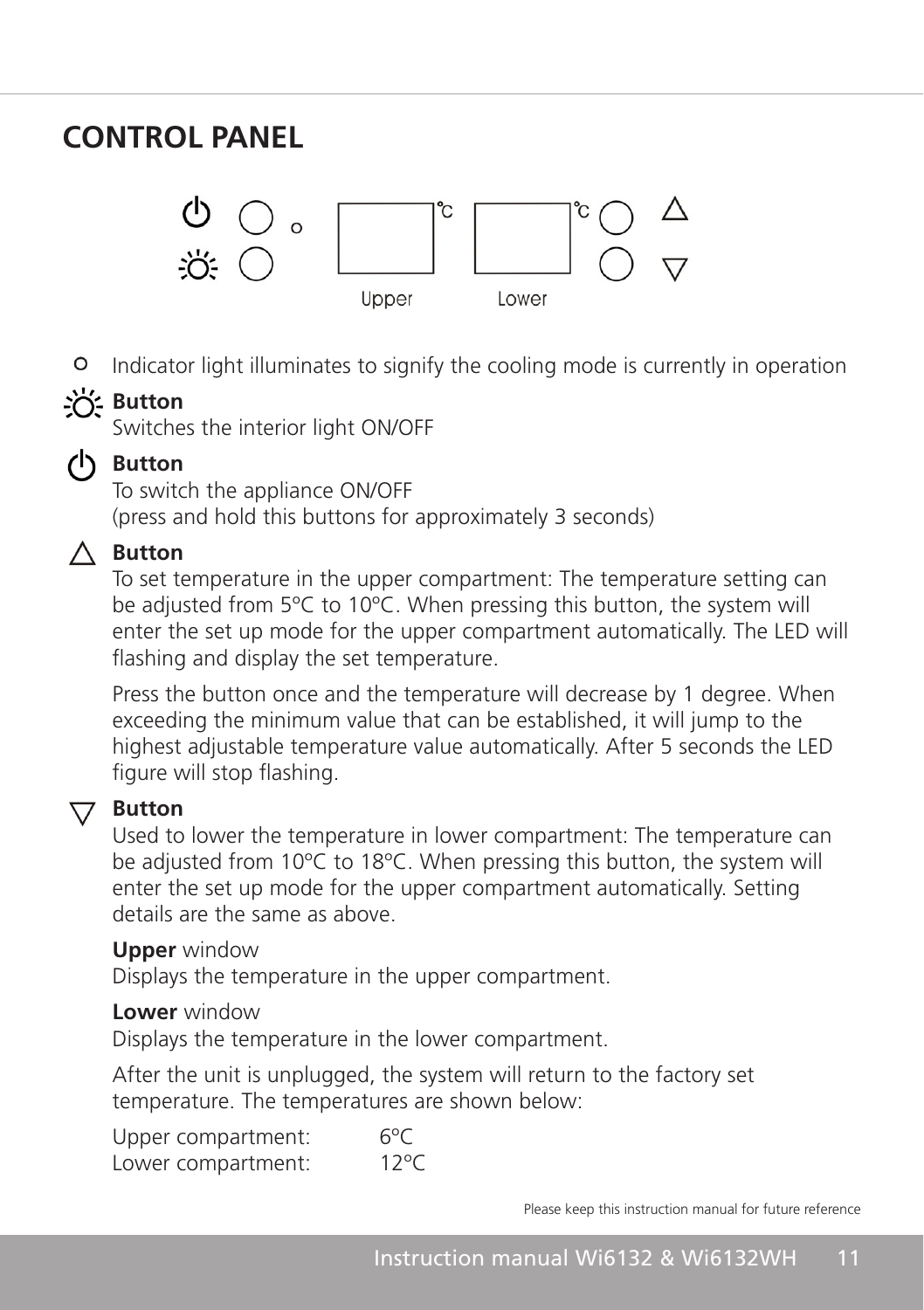## CONTROL PANEL

Upper Lower

o Indicator light illuminates to signify the cooling mode is currently in operation

**Button**

Switches the interior light ON/OFF

**Button**

To switch the appliance ON/OFF
(press and hold this buttons for approximately 3 seconds)

△ **Button**

To set temperature in the upper compartment: The temperature setting can be adjusted from 5ºC to 10ºC. When pressing this button, the system will enter the set up mode for the upper compartment automatically. The LED will flashing and display the set temperature.

Press the button once and the temperature will decrease by 1 degree. When exceeding the minimum value that can be established, it will jump to the highest adjustable temperature value automatically. After 5 seconds the LED figure will stop flashing.

▽ **Button**

Used to lower the temperature in lower compartment: The temperature can be adjusted from 10ºC to 18ºC. When pressing this button, the system will enter the set up mode for the upper compartment automatically. Setting details are the same as above.

**Upper** window
Displays the temperature in the upper compartment.

**Lower** window
Displays the temperature in the lower compartment.

After the unit is unplugged, the system will return to the factory set temperature. The temperatures are shown below:

Upper compartment: 6ºC
Lower compartment: 12ºC

Please keep this instruction manual for future reference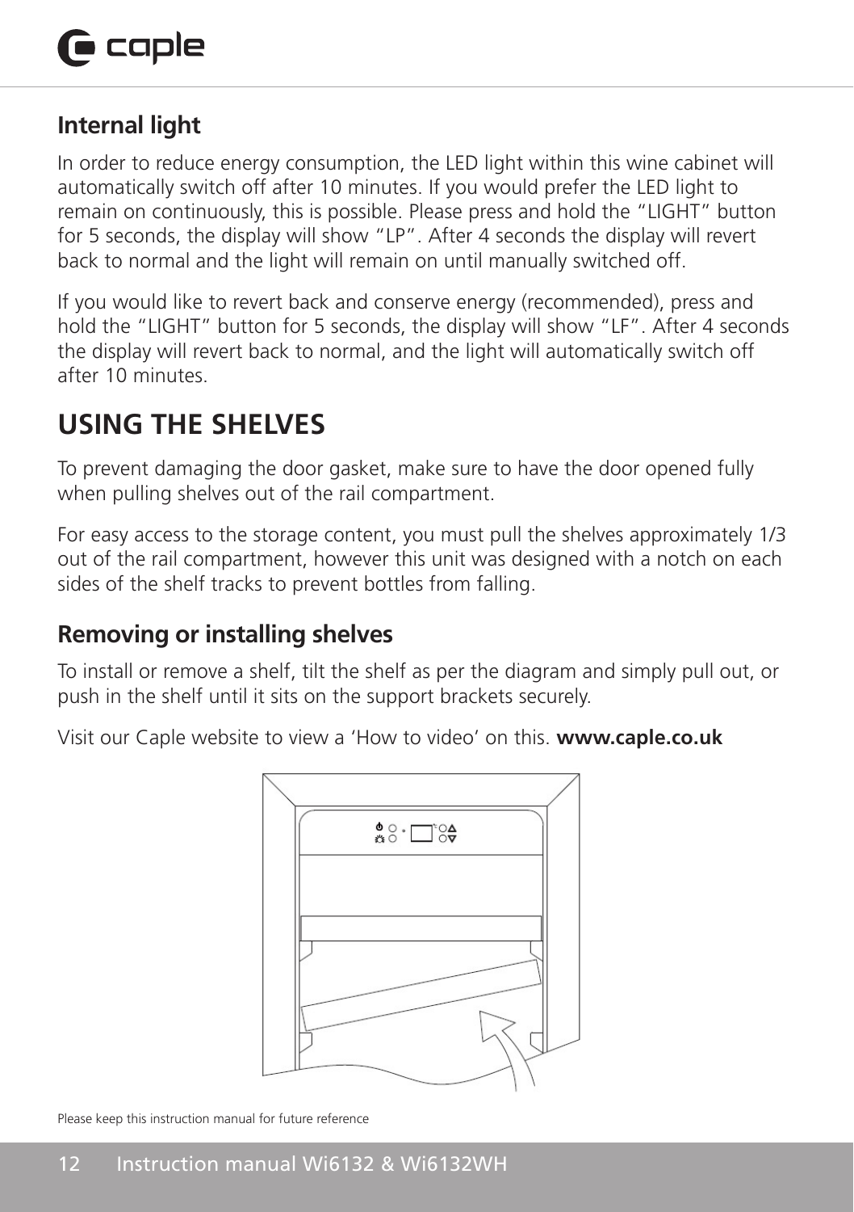## Internal light

In order to reduce energy consumption, the LED light within this wine cabinet will automatically switch off after 10 minutes. If you would prefer the LED light to remain on continuously, this is possible. Please press and hold the "LIGHT" button for 5 seconds, the display will show "LP". After 4 seconds the display will revert back to normal and the light will remain on until manually switched off.

If you would like to revert back and conserve energy (recommended), press and hold the "LIGHT" button for 5 seconds, the display will show "LF". After 4 seconds the display will revert back to normal, and the light will automatically switch off after 10 minutes.

# USING THE SHELVES

To prevent damaging the door gasket, make sure to have the door opened fully when pulling shelves out of the rail compartment.

For easy access to the storage content, you must pull the shelves approximately 1/3 out of the rail compartment, however this unit was designed with a notch on each sides of the shelf tracks to prevent bottles from falling.

## Removing or installing shelves

To install or remove a shelf, tilt the shelf as per the diagram and simply pull out, or push in the shelf until it sits on the support brackets securely.

Visit our Caple website to view a 'How to video' on this. **www.caple.co.uk**

Please keep this instruction manual for future reference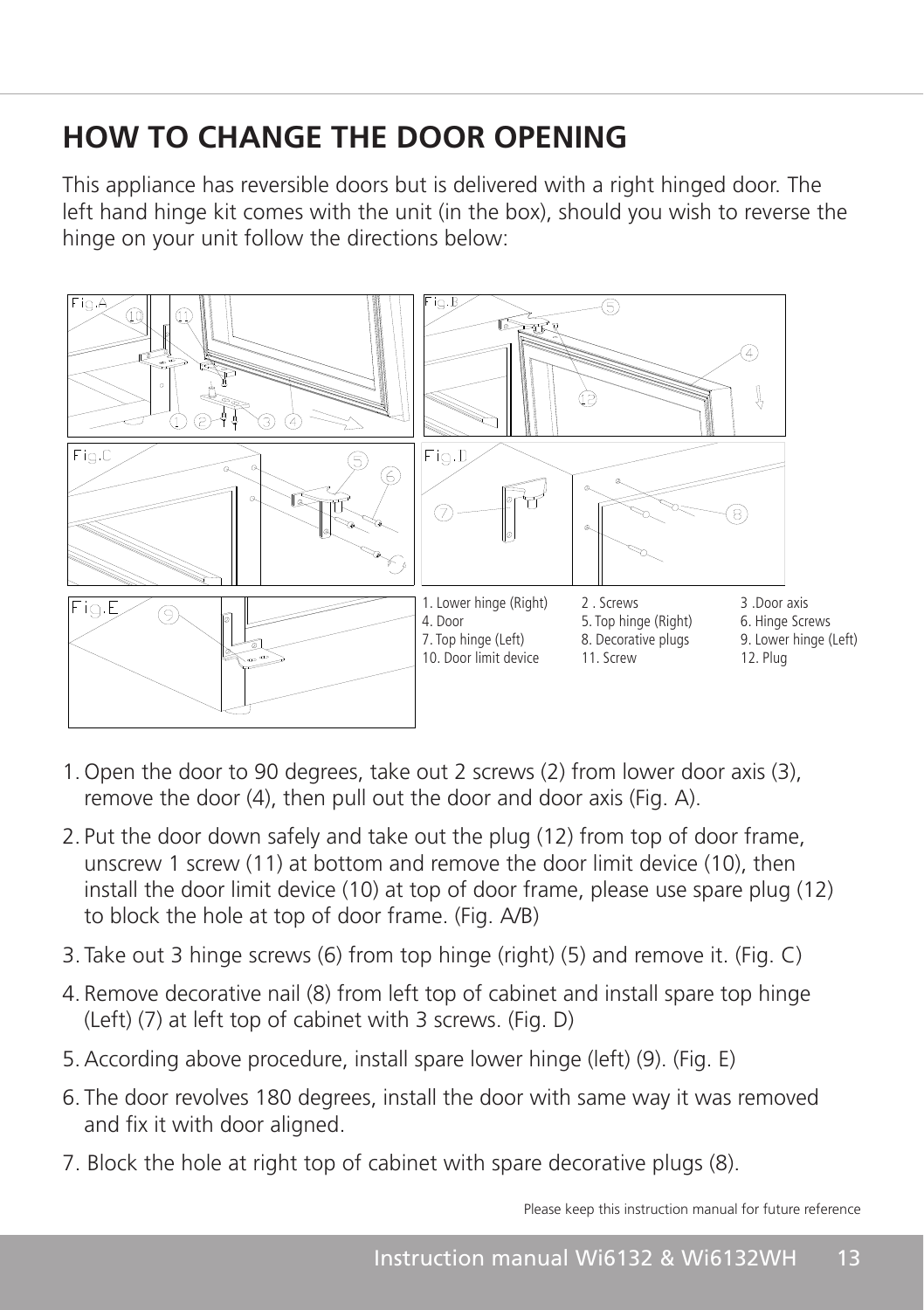# HOW TO CHANGE THE DOOR OPENING

This appliance has reversible doors but is delivered with a right hinged door. The left hand hinge kit comes with the unit (in the box), should you wish to reverse the hinge on your unit follow the directions below:

| | | |
|---|---|---|
| 1. Lower hinge (Right) | 2 . Screws | 3 .Door axis |
| 4. Door | 5. Top hinge (Right) | 6. Hinge Screws |
| 7. Top hinge (Left) | 8. Decorative plugs | 9. Lower hinge (Left) |
| 10. Door limit device | 11. Screw | 12. Plug |

1. Open the door to 90 degrees, take out 2 screws (2) from lower door axis (3), remove the door (4), then pull out the door and door axis (Fig. A).
2. Put the door down safely and take out the plug (12) from top of door frame, unscrew 1 screw (11) at bottom and remove the door limit device (10), then install the door limit device (10) at top of door frame, please use spare plug (12) to block the hole at top of door frame. (Fig. A/B)
3. Take out 3 hinge screws (6) from top hinge (right) (5) and remove it. (Fig. C)
4. Remove decorative nail (8) from left top of cabinet and install spare top hinge (Left) (7) at left top of cabinet with 3 screws. (Fig. D)
5. According above procedure, install spare lower hinge (left) (9). (Fig. E)
6. The door revolves 180 degrees, install the door with same way it was removed and fix it with door aligned.
7. Block the hole at right top of cabinet with spare decorative plugs (8).

Please keep this instruction manual for future reference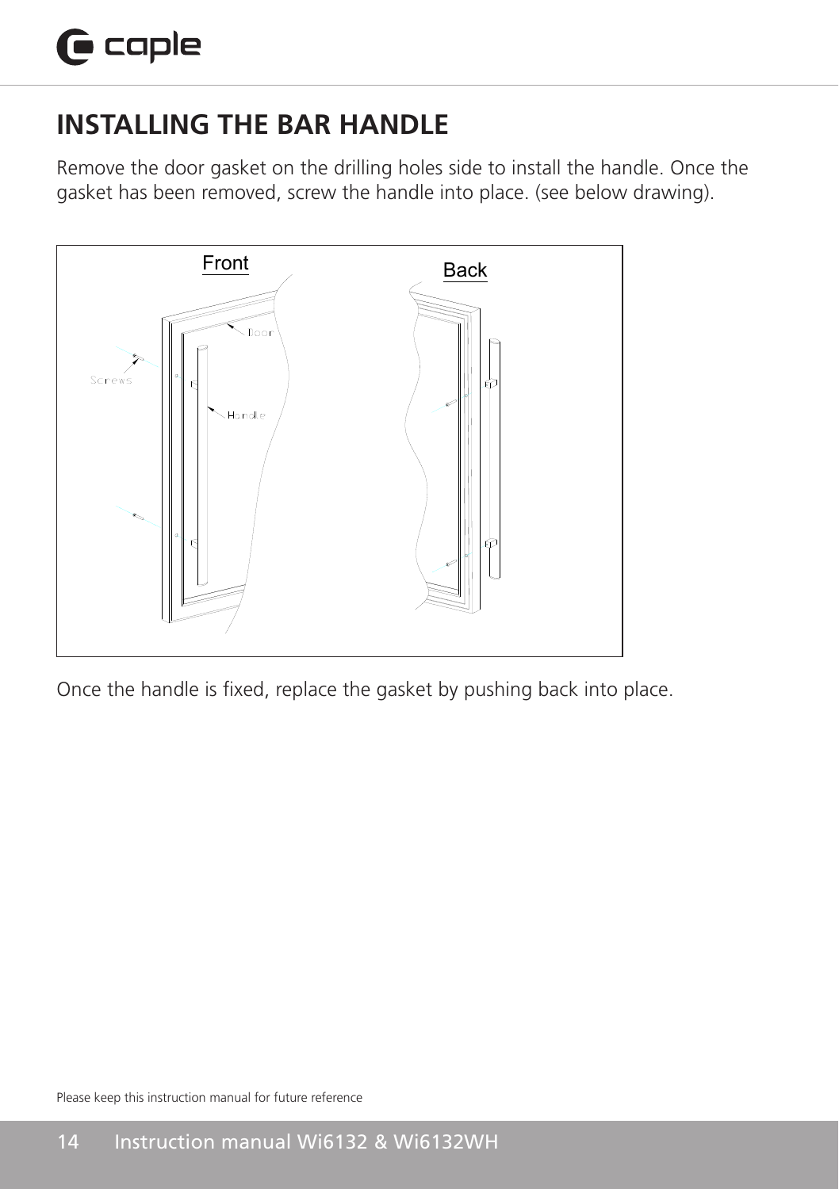## INSTALLING THE BAR HANDLE

Remove the door gasket on the drilling holes side to install the handle. Once the gasket has been removed, screw the handle into place. (see below drawing).

Once the handle is fixed, replace the gasket by pushing back into place.

Please keep this instruction manual for future reference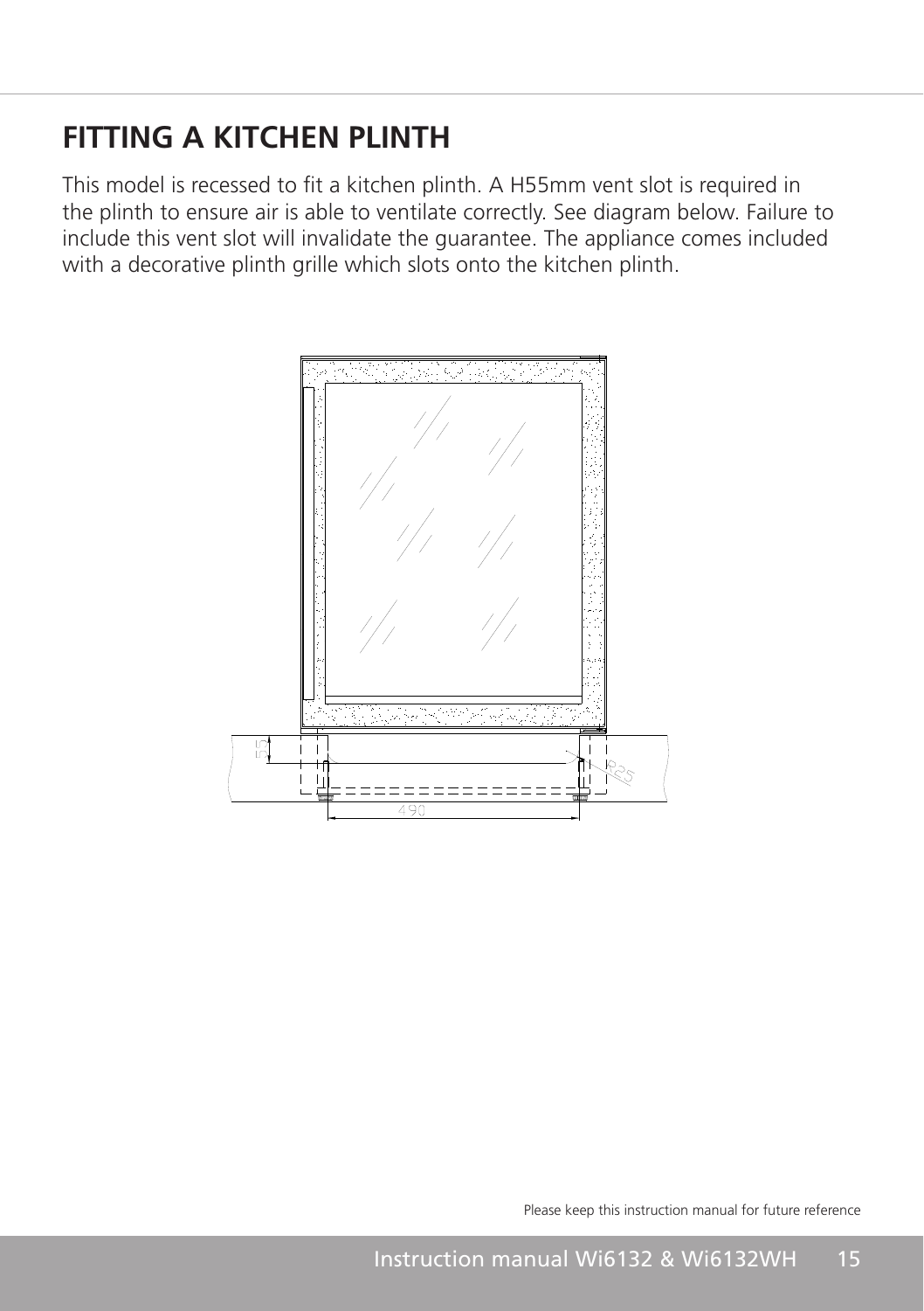# FITTING A KITCHEN PLINTH

This model is recessed to fit a kitchen plinth. A H55mm vent slot is required in the plinth to ensure air is able to ventilate correctly. See diagram below. Failure to include this vent slot will invalidate the guarantee. The appliance comes included with a decorative plinth grille which slots onto the kitchen plinth.

Please keep this instruction manual for future reference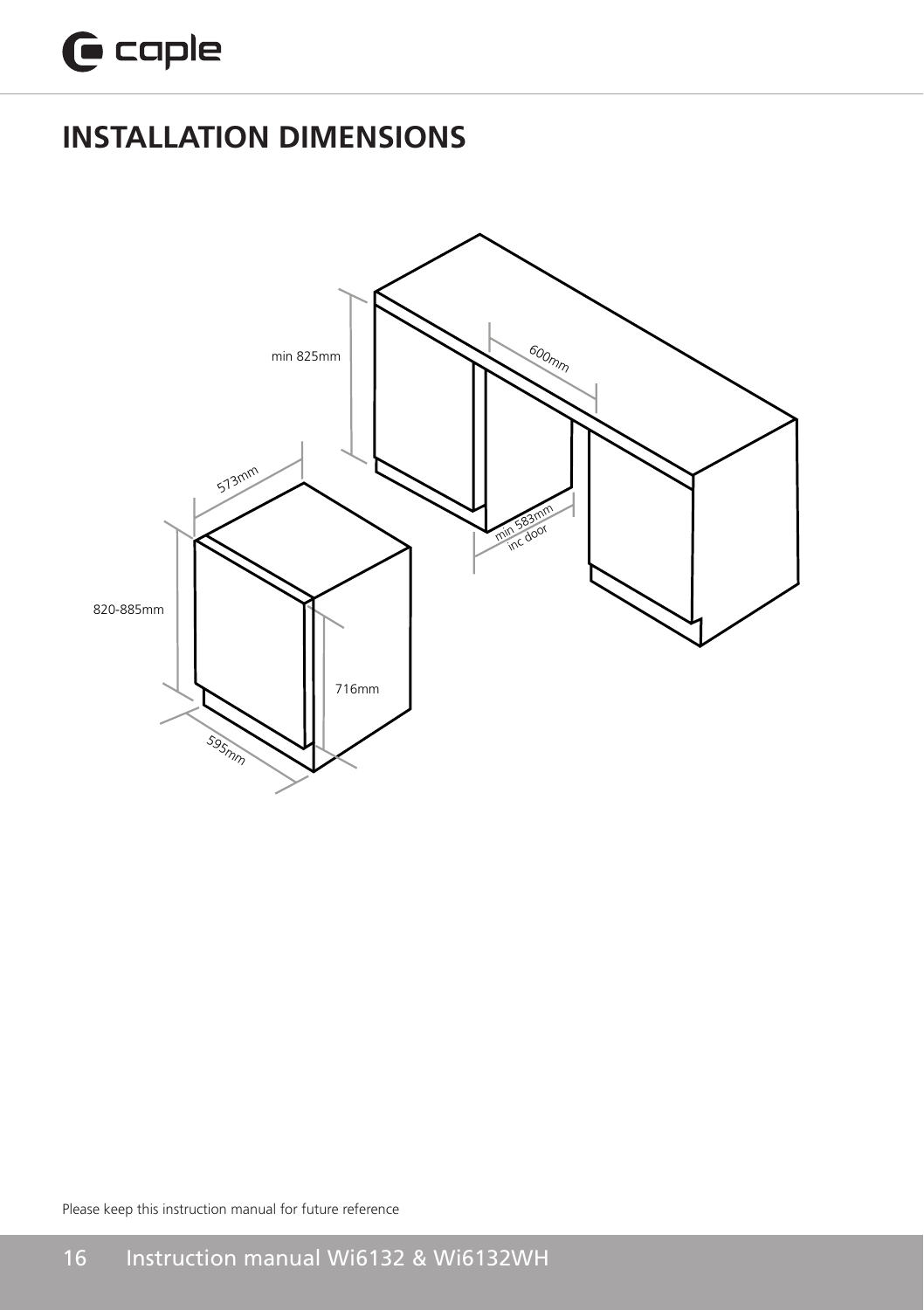# INSTALLATION DIMENSIONS

min 825mm

600mm

573mm

min 583mm inc door

820-885mm

716mm

595mm

Please keep this instruction manual for future reference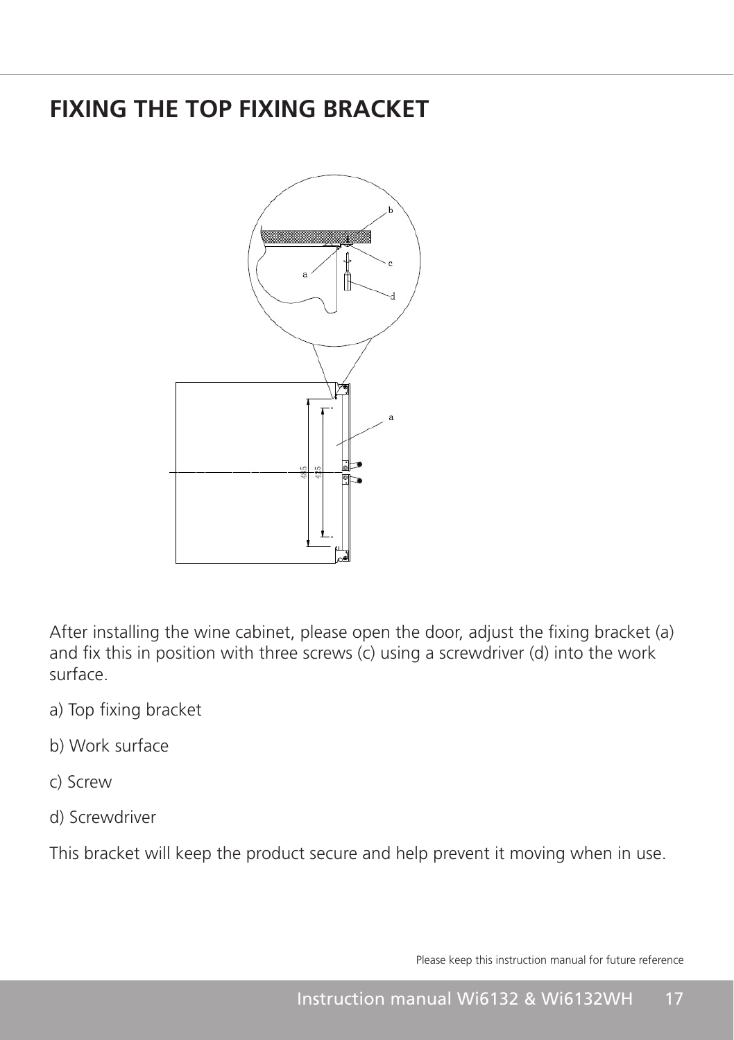# FIXING THE TOP FIXING BRACKET

After installing the wine cabinet, please open the door, adjust the fixing bracket (a) and fix this in position with three screws (c) using a screwdriver (d) into the work surface.

a) Top fixing bracket

b) Work surface

c) Screw

d) Screwdriver

This bracket will keep the product secure and help prevent it moving when in use.

Please keep this instruction manual for future reference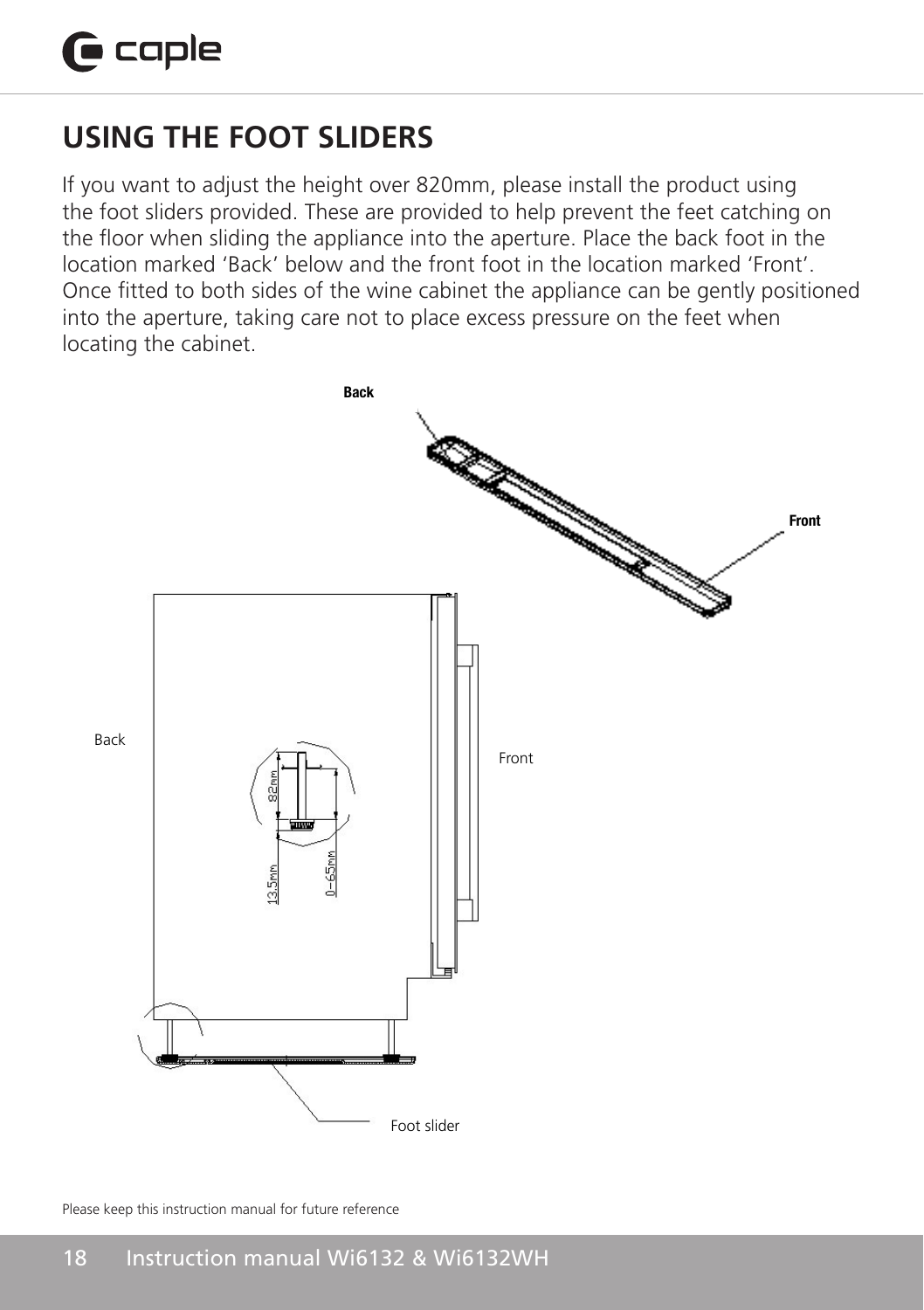## USING THE FOOT SLIDERS

If you want to adjust the height over 820mm, please install the product using the foot sliders provided. These are provided to help prevent the feet catching on the floor when sliding the appliance into the aperture. Place the back foot in the location marked 'Back' below and the front foot in the location marked 'Front'. Once fitted to both sides of the wine cabinet the appliance can be gently positioned into the aperture, taking care not to place excess pressure on the feet when locating the cabinet.

Back

Front

Back

Front

82mm

13.5mm

0–65mm

Foot slider

Please keep this instruction manual for future reference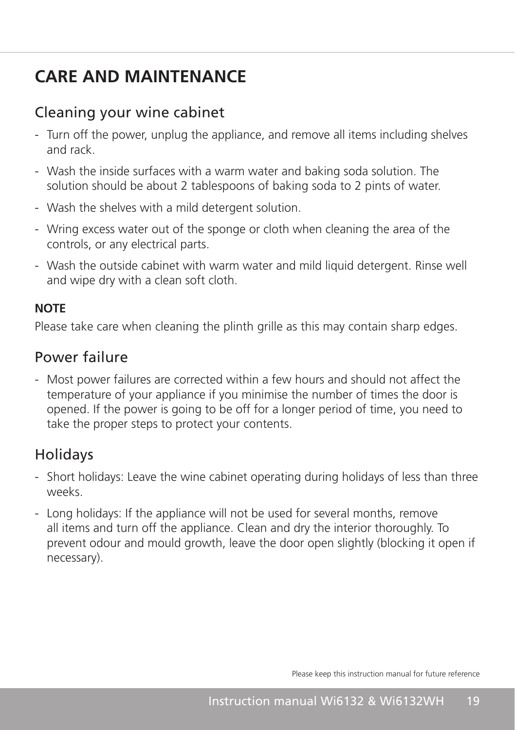# CARE AND MAINTENANCE

## Cleaning your wine cabinet

- Turn off the power, unplug the appliance, and remove all items including shelves and rack.
- Wash the inside surfaces with a warm water and baking soda solution. The solution should be about 2 tablespoons of baking soda to 2 pints of water.
- Wash the shelves with a mild detergent solution.
- Wring excess water out of the sponge or cloth when cleaning the area of the controls, or any electrical parts.
- Wash the outside cabinet with warm water and mild liquid detergent. Rinse well and wipe dry with a clean soft cloth.

**NOTE**

Please take care when cleaning the plinth grille as this may contain sharp edges.

## Power failure

- Most power failures are corrected within a few hours and should not affect the temperature of your appliance if you minimise the number of times the door is opened. If the power is going to be off for a longer period of time, you need to take the proper steps to protect your contents.

## Holidays

- Short holidays: Leave the wine cabinet operating during holidays of less than three weeks.
- Long holidays: If the appliance will not be used for several months, remove all items and turn off the appliance. Clean and dry the interior thoroughly. To prevent odour and mould growth, leave the door open slightly (blocking it open if necessary).

Please keep this instruction manual for future reference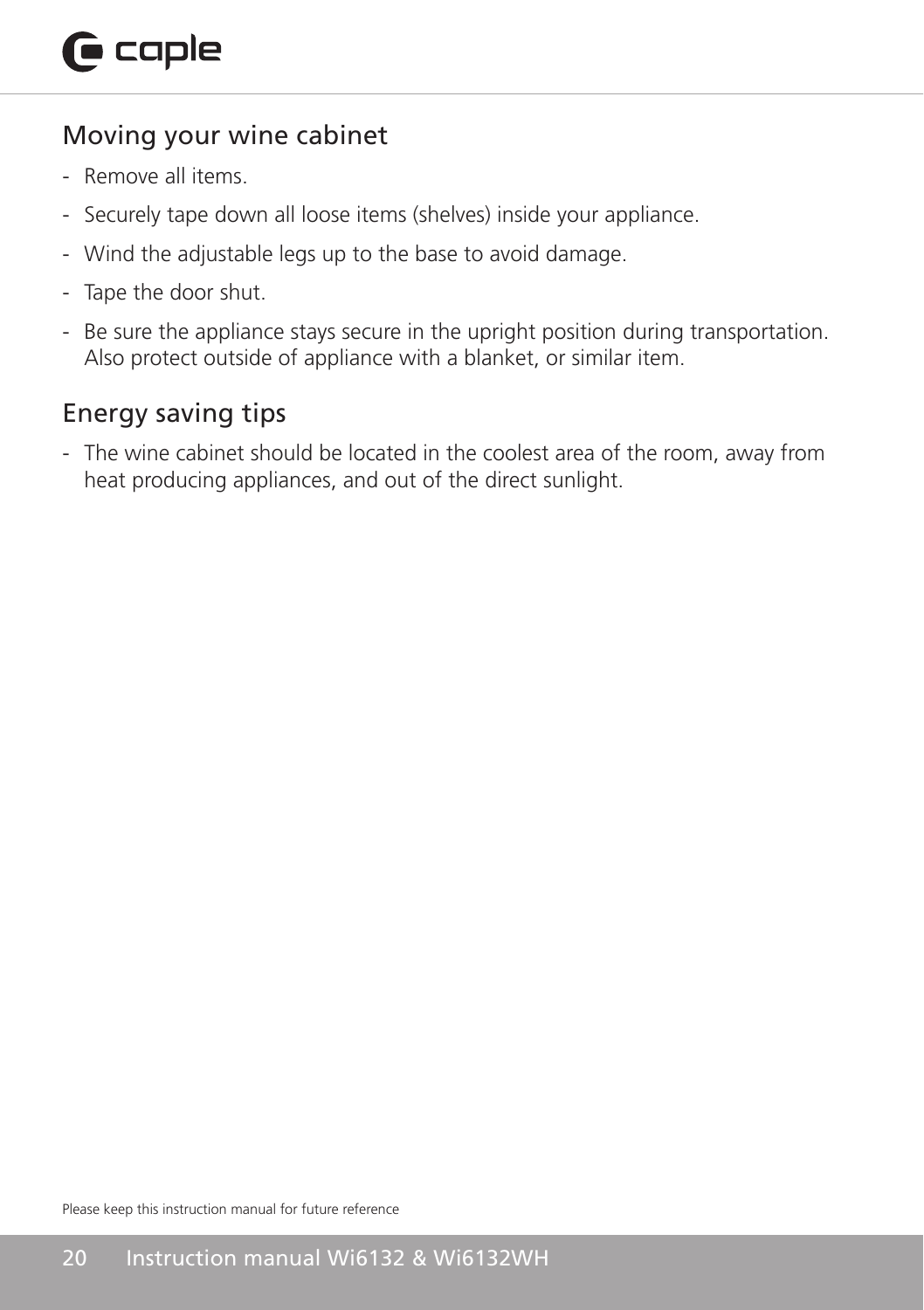## Moving your wine cabinet

- Remove all items.
- Securely tape down all loose items (shelves) inside your appliance.
- Wind the adjustable legs up to the base to avoid damage.
- Tape the door shut.
- Be sure the appliance stays secure in the upright position during transportation. Also protect outside of appliance with a blanket, or similar item.

## Energy saving tips

- The wine cabinet should be located in the coolest area of the room, away from heat producing appliances, and out of the direct sunlight.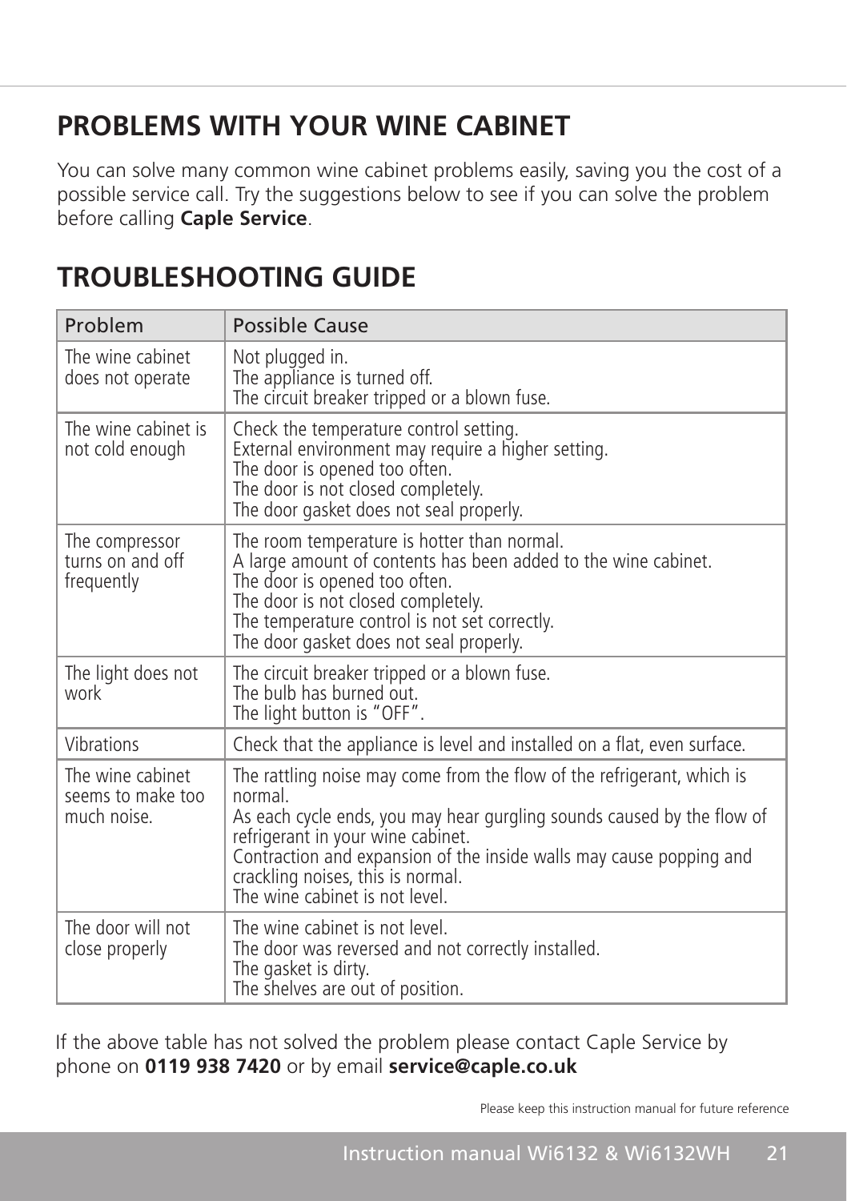## PROBLEMS WITH YOUR WINE CABINET

You can solve many common wine cabinet problems easily, saving you the cost of a possible service call. Try the suggestions below to see if you can solve the problem before calling **Caple Service**.

## TROUBLESHOOTING GUIDE

| Problem | Possible Cause |
| --- | --- |
| The wine cabinet does not operate | Not plugged in.<br>The appliance is turned off.<br>The circuit breaker tripped or a blown fuse. |
| The wine cabinet is not cold enough | Check the temperature control setting.<br>External environment may require a higher setting.<br>The door is opened too often.<br>The door is not closed completely.<br>The door gasket does not seal properly. |
| The compressor turns on and off frequently | The room temperature is hotter than normal.<br>A large amount of contents has been added to the wine cabinet.<br>The door is opened too often.<br>The door is not closed completely.<br>The temperature control is not set correctly.<br>The door gasket does not seal properly. |
| The light does not work | The circuit breaker tripped or a blown fuse.<br>The bulb has burned out.<br>The light button is "OFF". |
| Vibrations | Check that the appliance is level and installed on a flat, even surface. |
| The wine cabinet seems to make too much noise. | The rattling noise may come from the flow of the refrigerant, which is normal.<br>As each cycle ends, you may hear gurgling sounds caused by the flow of refrigerant in your wine cabinet.<br>Contraction and expansion of the inside walls may cause popping and crackling noises, this is normal.<br>The wine cabinet is not level. |
| The door will not close properly | The wine cabinet is not level.<br>The door was reversed and not correctly installed.<br>The gasket is dirty.<br>The shelves are out of position. |

If the above table has not solved the problem please contact Caple Service by phone on **0119 938 7420** or by email **service@caple.co.uk**

Please keep this instruction manual for future reference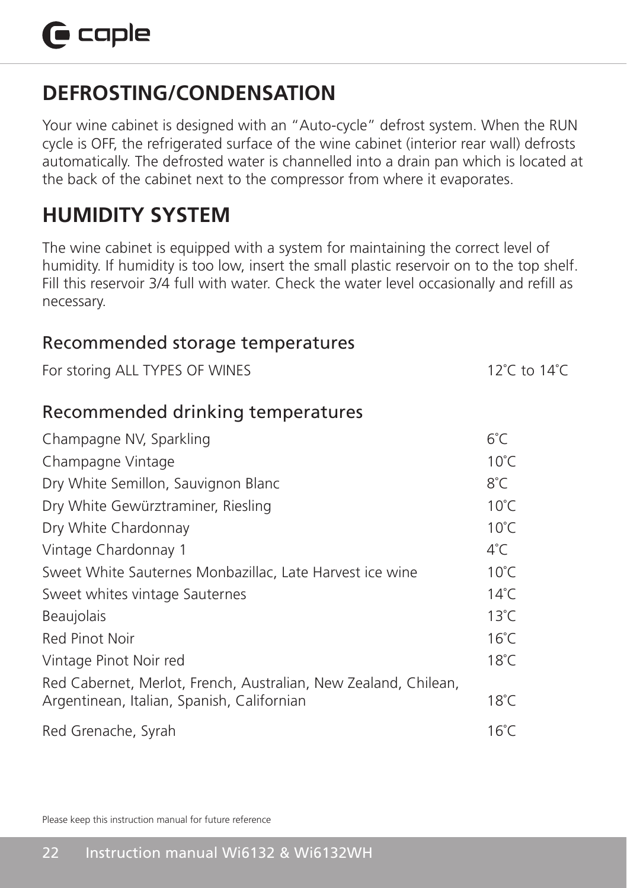## DEFROSTING/CONDENSATION

Your wine cabinet is designed with an "Auto-cycle" defrost system. When the RUN cycle is OFF, the refrigerated surface of the wine cabinet (interior rear wall) defrosts automatically. The defrosted water is channelled into a drain pan which is located at the back of the cabinet next to the compressor from where it evaporates.

## HUMIDITY SYSTEM

The wine cabinet is equipped with a system for maintaining the correct level of humidity. If humidity is too low, insert the small plastic reservoir on to the top shelf. Fill this reservoir 3/4 full with water. Check the water level occasionally and refill as necessary.

### Recommended storage temperatures

| | |
|---|---|
| For storing ALL TYPES OF WINES | 12˚C to 14˚C |

### Recommended drinking temperatures

| | |
|---|---|
| Champagne NV, Sparkling | 6˚C |
| Champagne Vintage | 10˚C |
| Dry White Semillon, Sauvignon Blanc | 8˚C |
| Dry White Gewürztraminer, Riesling | 10˚C |
| Dry White Chardonnay | 10˚C |
| Vintage Chardonnay 1 | 4˚C |
| Sweet White Sauternes Monbazillac, Late Harvest ice wine | 10˚C |
| Sweet whites vintage Sauternes | 14˚C |
| Beaujolais | 13˚C |
| Red Pinot Noir | 16˚C |
| Vintage Pinot Noir red | 18˚C |
| Red Cabernet, Merlot, French, Australian, New Zealand, Chilean, Argentinean, Italian, Spanish, Californian | 18˚C |
| Red Grenache, Syrah | 16˚C |

Please keep this instruction manual for future reference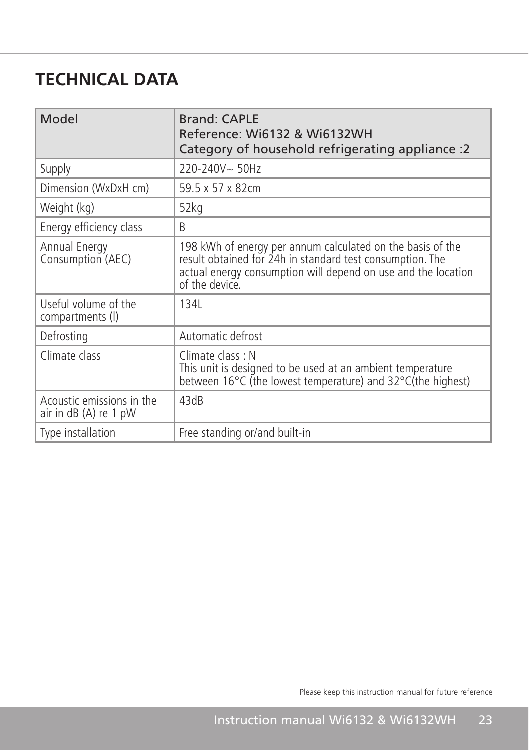# TECHNICAL DATA

| Model | Brand: CAPLE<br>Reference: Wi6132 & Wi6132WH<br>Category of household refrigerating appliance :2 |
|---|---|
| Supply | 220-240V~ 50Hz |
| Dimension (WxDxH cm) | 59.5 x 57 x 82cm |
| Weight (kg) | 52kg |
| Energy efficiency class | B |
| Annual Energy Consumption (AEC) | 198 kWh of energy per annum calculated on the basis of the result obtained for 24h in standard test consumption. The actual energy consumption will depend on use and the location of the device. |
| Useful volume of the compartments (l) | 134L |
| Defrosting | Automatic defrost |
| Climate class | Climate class : N<br>This unit is designed to be used at an ambient temperature between 16°C (the lowest temperature) and 32°C(the highest) |
| Acoustic emissions in the air in dB (A) re 1 pW | 43dB |
| Type installation | Free standing or/and built-in |

Please keep this instruction manual for future reference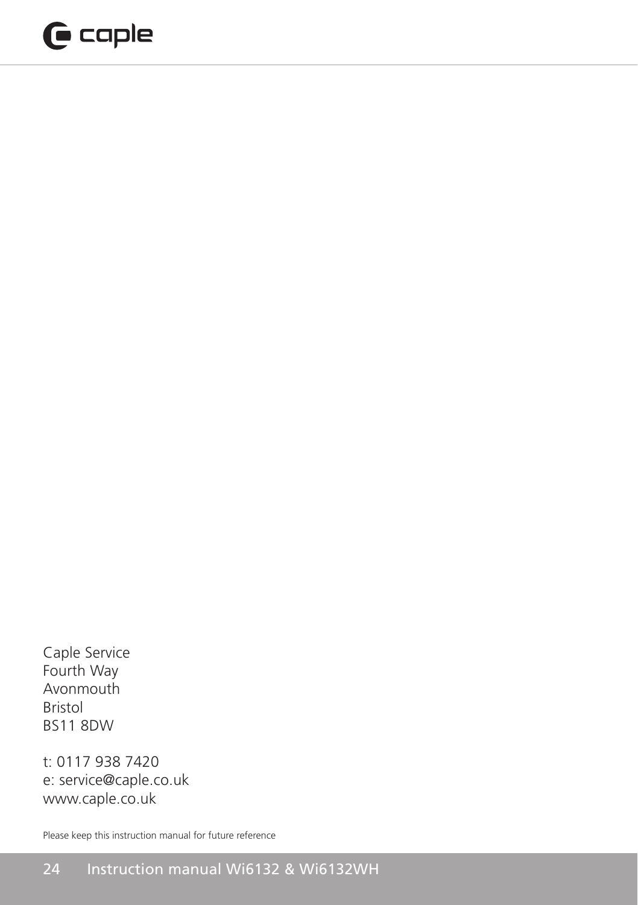Caple Service
Fourth Way
Avonmouth
Bristol
BS11 8DW

t: 0117 938 7420
e: service@caple.co.uk
www.caple.co.uk

Please keep this instruction manual for future reference